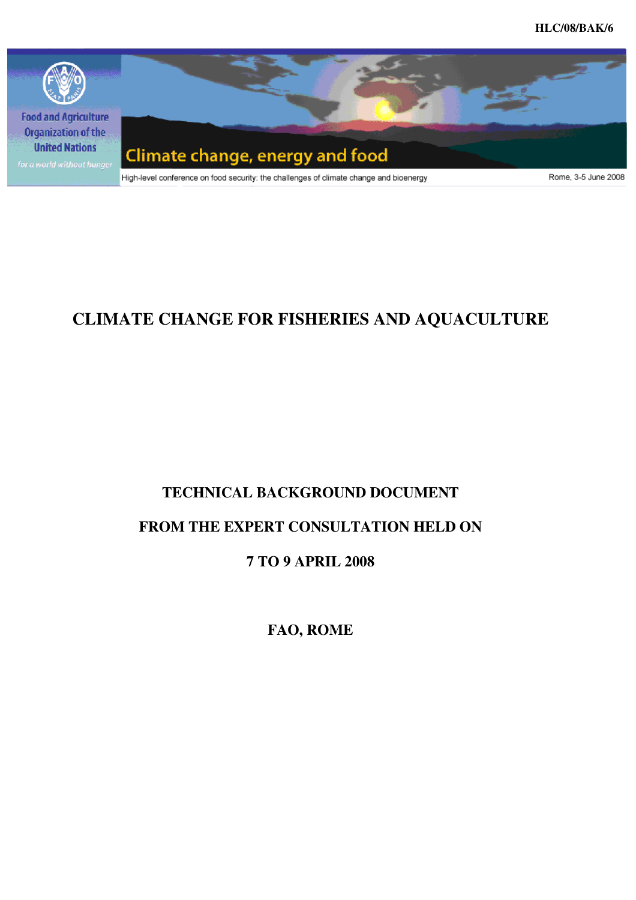HLC/08/BAK/6

Food and Agriculture Organization of the United Nations

*for a world without hunger*

Climate change, energy and food

High-level conference on food security: the challenges of climate change and bioenergy

Rome, 3-5 June 2008

# CLIMATE CHANGE FOR FISHERIES AND AQUACULTURE

## TECHNICAL BACKGROUND DOCUMENT

## FROM THE EXPERT CONSULTATION HELD ON

## 7 TO 9 APRIL 2008

## FAO, ROME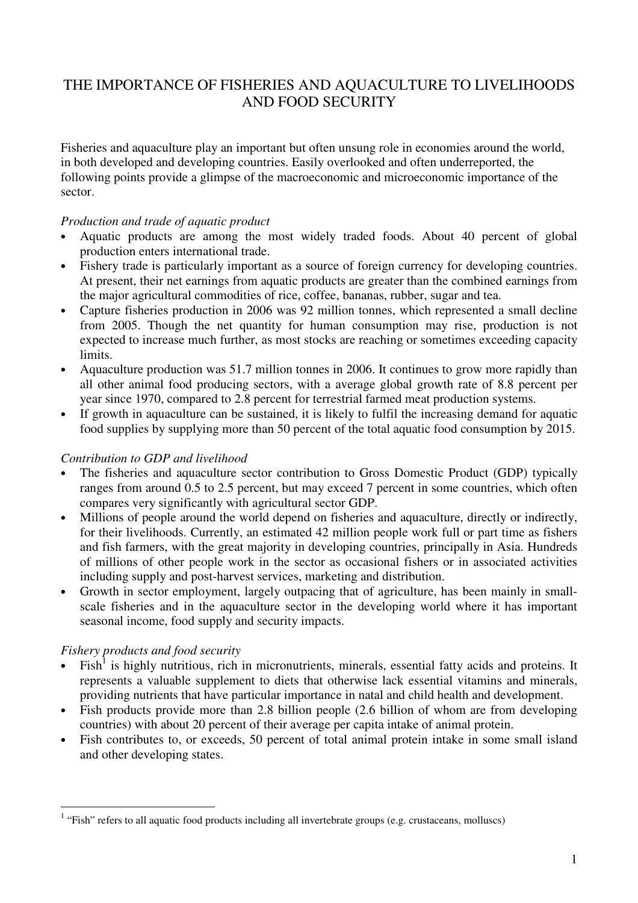# THE IMPORTANCE OF FISHERIES AND AQUACULTURE TO LIVELIHOODS AND FOOD SECURITY

Fisheries and aquaculture play an important but often unsung role in economies around the world, in both developed and developing countries. Easily overlooked and often underreported, the following points provide a glimpse of the macroeconomic and microeconomic importance of the sector.

*Production and trade of aquatic product*

- Aquatic products are among the most widely traded foods. About 40 percent of global production enters international trade.
- Fishery trade is particularly important as a source of foreign currency for developing countries. At present, their net earnings from aquatic products are greater than the combined earnings from the major agricultural commodities of rice, coffee, bananas, rubber, sugar and tea.
- Capture fisheries production in 2006 was 92 million tonnes, which represented a small decline from 2005. Though the net quantity for human consumption may rise, production is not expected to increase much further, as most stocks are reaching or sometimes exceeding capacity limits.
- Aquaculture production was 51.7 million tonnes in 2006. It continues to grow more rapidly than all other animal food producing sectors, with a average global growth rate of 8.8 percent per year since 1970, compared to 2.8 percent for terrestrial farmed meat production systems.
- If growth in aquaculture can be sustained, it is likely to fulfil the increasing demand for aquatic food supplies by supplying more than 50 percent of the total aquatic food consumption by 2015.

*Contribution to GDP and livelihood*

- The fisheries and aquaculture sector contribution to Gross Domestic Product (GDP) typically ranges from around 0.5 to 2.5 percent, but may exceed 7 percent in some countries, which often compares very significantly with agricultural sector GDP.
- Millions of people around the world depend on fisheries and aquaculture, directly or indirectly, for their livelihoods. Currently, an estimated 42 million people work full or part time as fishers and fish farmers, with the great majority in developing countries, principally in Asia. Hundreds of millions of other people work in the sector as occasional fishers or in associated activities including supply and post-harvest services, marketing and distribution.
- Growth in sector employment, largely outpacing that of agriculture, has been mainly in small-scale fisheries and in the aquaculture sector in the developing world where it has important seasonal income, food supply and security impacts.

*Fishery products and food security*

- Fish[1] is highly nutritious, rich in micronutrients, minerals, essential fatty acids and proteins. It represents a valuable supplement to diets that otherwise lack essential vitamins and minerals, providing nutrients that have particular importance in natal and child health and development.
- Fish products provide more than 2.8 billion people (2.6 billion of whom are from developing countries) with about 20 percent of their average per capita intake of animal protein.
- Fish contributes to, or exceeds, 50 percent of total animal protein intake in some small island and other developing states.

---

[1] "Fish" refers to all aquatic food products including all invertebrate groups (e.g. crustaceans, molluscs)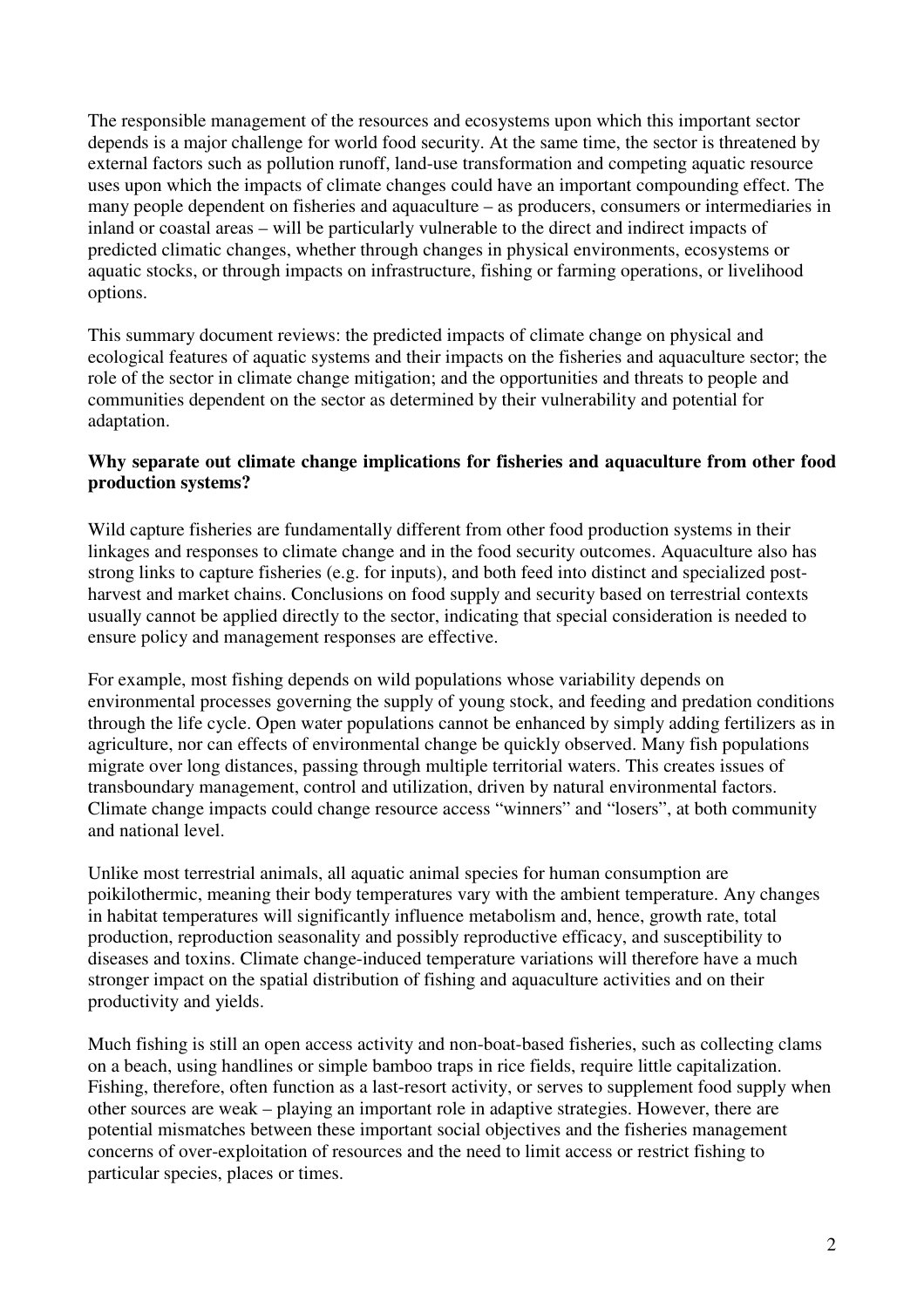The responsible management of the resources and ecosystems upon which this important sector depends is a major challenge for world food security. At the same time, the sector is threatened by external factors such as pollution runoff, land-use transformation and competing aquatic resource uses upon which the impacts of climate changes could have an important compounding effect. The many people dependent on fisheries and aquaculture – as producers, consumers or intermediaries in inland or coastal areas – will be particularly vulnerable to the direct and indirect impacts of predicted climatic changes, whether through changes in physical environments, ecosystems or aquatic stocks, or through impacts on infrastructure, fishing or farming operations, or livelihood options.

This summary document reviews: the predicted impacts of climate change on physical and ecological features of aquatic systems and their impacts on the fisheries and aquaculture sector; the role of the sector in climate change mitigation; and the opportunities and threats to people and communities dependent on the sector as determined by their vulnerability and potential for adaptation.

**Why separate out climate change implications for fisheries and aquaculture from other food production systems?**

Wild capture fisheries are fundamentally different from other food production systems in their linkages and responses to climate change and in the food security outcomes. Aquaculture also has strong links to capture fisheries (e.g. for inputs), and both feed into distinct and specialized post-harvest and market chains. Conclusions on food supply and security based on terrestrial contexts usually cannot be applied directly to the sector, indicating that special consideration is needed to ensure policy and management responses are effective.

For example, most fishing depends on wild populations whose variability depends on environmental processes governing the supply of young stock, and feeding and predation conditions through the life cycle. Open water populations cannot be enhanced by simply adding fertilizers as in agriculture, nor can effects of environmental change be quickly observed. Many fish populations migrate over long distances, passing through multiple territorial waters. This creates issues of transboundary management, control and utilization, driven by natural environmental factors. Climate change impacts could change resource access "winners" and "losers", at both community and national level.

Unlike most terrestrial animals, all aquatic animal species for human consumption are poikilothermic, meaning their body temperatures vary with the ambient temperature. Any changes in habitat temperatures will significantly influence metabolism and, hence, growth rate, total production, reproduction seasonality and possibly reproductive efficacy, and susceptibility to diseases and toxins. Climate change-induced temperature variations will therefore have a much stronger impact on the spatial distribution of fishing and aquaculture activities and on their productivity and yields.

Much fishing is still an open access activity and non-boat-based fisheries, such as collecting clams on a beach, using handlines or simple bamboo traps in rice fields, require little capitalization. Fishing, therefore, often function as a last-resort activity, or serves to supplement food supply when other sources are weak – playing an important role in adaptive strategies. However, there are potential mismatches between these important social objectives and the fisheries management concerns of over-exploitation of resources and the need to limit access or restrict fishing to particular species, places or times.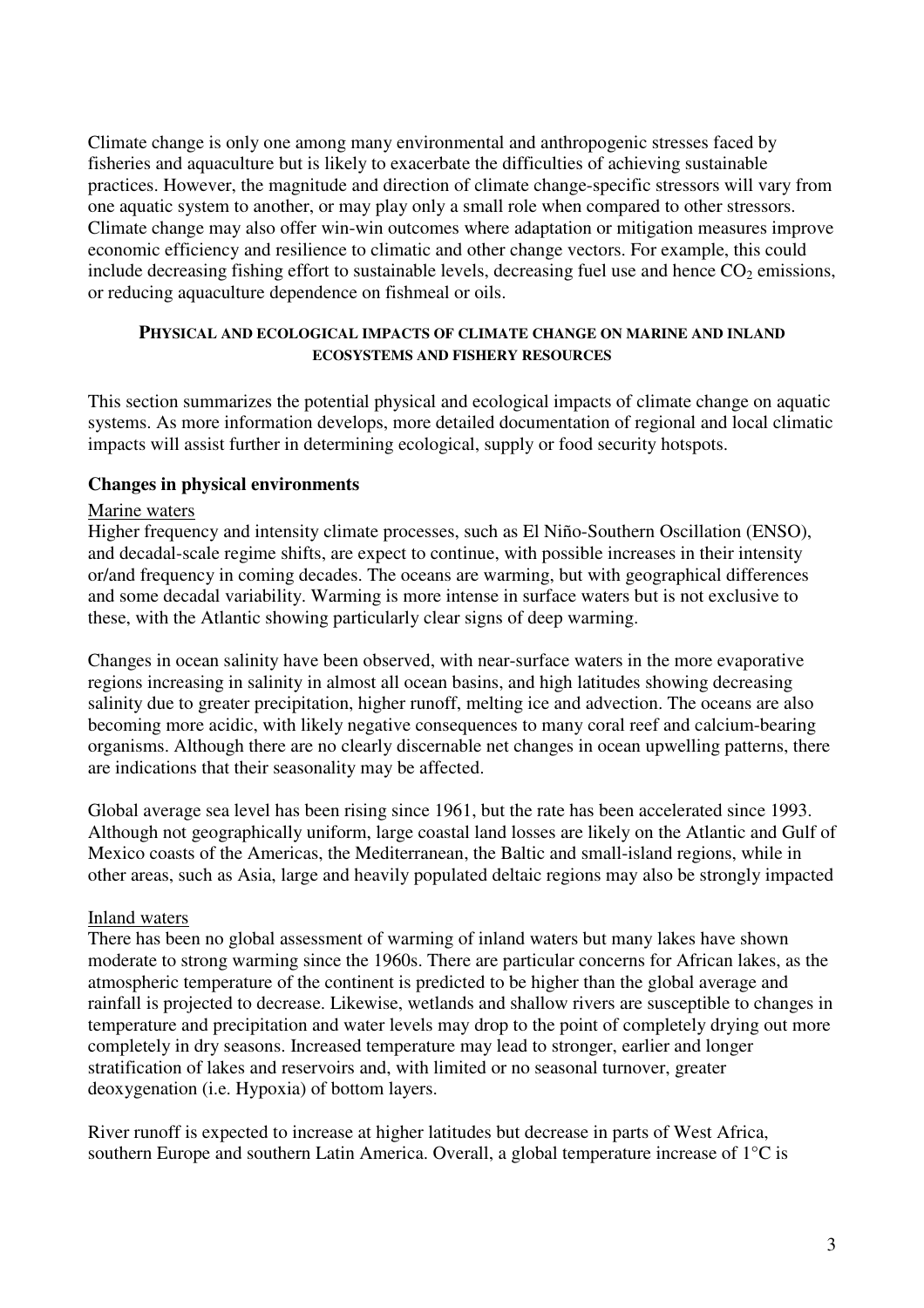Climate change is only one among many environmental and anthropogenic stresses faced by fisheries and aquaculture but is likely to exacerbate the difficulties of achieving sustainable practices. However, the magnitude and direction of climate change-specific stressors will vary from one aquatic system to another, or may play only a small role when compared to other stressors. Climate change may also offer win-win outcomes where adaptation or mitigation measures improve economic efficiency and resilience to climatic and other change vectors. For example, this could include decreasing fishing effort to sustainable levels, decreasing fuel use and hence $CO_2$ emissions, or reducing aquaculture dependence on fishmeal or oils.

## PHYSICAL AND ECOLOGICAL IMPACTS OF CLIMATE CHANGE ON MARINE AND INLAND ECOSYSTEMS AND FISHERY RESOURCES

This section summarizes the potential physical and ecological impacts of climate change on aquatic systems. As more information develops, more detailed documentation of regional and local climatic impacts will assist further in determining ecological, supply or food security hotspots.

### Changes in physical environments

Marine waters

Higher frequency and intensity climate processes, such as El Niño-Southern Oscillation (ENSO), and decadal-scale regime shifts, are expect to continue, with possible increases in their intensity or/and frequency in coming decades. The oceans are warming, but with geographical differences and some decadal variability. Warming is more intense in surface waters but is not exclusive to these, with the Atlantic showing particularly clear signs of deep warming.

Changes in ocean salinity have been observed, with near-surface waters in the more evaporative regions increasing in salinity in almost all ocean basins, and high latitudes showing decreasing salinity due to greater precipitation, higher runoff, melting ice and advection. The oceans are also becoming more acidic, with likely negative consequences to many coral reef and calcium-bearing organisms. Although there are no clearly discernable net changes in ocean upwelling patterns, there are indications that their seasonality may be affected.

Global average sea level has been rising since 1961, but the rate has been accelerated since 1993. Although not geographically uniform, large coastal land losses are likely on the Atlantic and Gulf of Mexico coasts of the Americas, the Mediterranean, the Baltic and small-island regions, while in other areas, such as Asia, large and heavily populated deltaic regions may also be strongly impacted

Inland waters

There has been no global assessment of warming of inland waters but many lakes have shown moderate to strong warming since the 1960s. There are particular concerns for African lakes, as the atmospheric temperature of the continent is predicted to be higher than the global average and rainfall is projected to decrease. Likewise, wetlands and shallow rivers are susceptible to changes in temperature and precipitation and water levels may drop to the point of completely drying out more completely in dry seasons. Increased temperature may lead to stronger, earlier and longer stratification of lakes and reservoirs and, with limited or no seasonal turnover, greater deoxygenation (i.e. Hypoxia) of bottom layers.

River runoff is expected to increase at higher latitudes but decrease in parts of West Africa, southern Europe and southern Latin America. Overall, a global temperature increase of 1°C is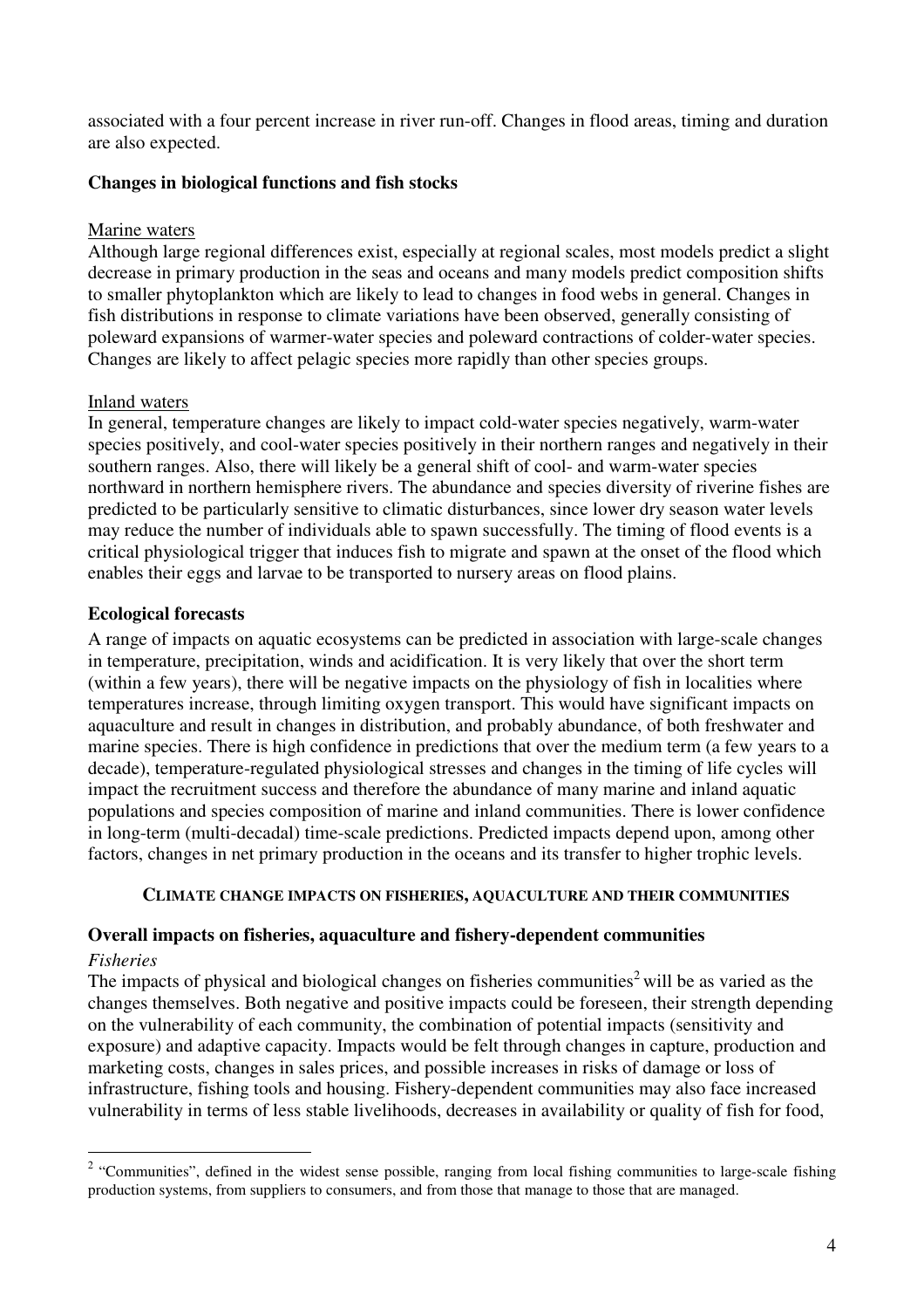associated with a four percent increase in river run-off. Changes in flood areas, timing and duration are also expected.

### Changes in biological functions and fish stocks

Marine waters

Although large regional differences exist, especially at regional scales, most models predict a slight decrease in primary production in the seas and oceans and many models predict composition shifts to smaller phytoplankton which are likely to lead to changes in food webs in general. Changes in fish distributions in response to climate variations have been observed, generally consisting of poleward expansions of warmer-water species and poleward contractions of colder-water species. Changes are likely to affect pelagic species more rapidly than other species groups.

Inland waters

In general, temperature changes are likely to impact cold-water species negatively, warm-water species positively, and cool-water species positively in their northern ranges and negatively in their southern ranges. Also, there will likely be a general shift of cool- and warm-water species northward in northern hemisphere rivers. The abundance and species diversity of riverine fishes are predicted to be particularly sensitive to climatic disturbances, since lower dry season water levels may reduce the number of individuals able to spawn successfully. The timing of flood events is a critical physiological trigger that induces fish to migrate and spawn at the onset of the flood which enables their eggs and larvae to be transported to nursery areas on flood plains.

### Ecological forecasts

A range of impacts on aquatic ecosystems can be predicted in association with large-scale changes in temperature, precipitation, winds and acidification. It is very likely that over the short term (within a few years), there will be negative impacts on the physiology of fish in localities where temperatures increase, through limiting oxygen transport. This would have significant impacts on aquaculture and result in changes in distribution, and probably abundance, of both freshwater and marine species. There is high confidence in predictions that over the medium term (a few years to a decade), temperature-regulated physiological stresses and changes in the timing of life cycles will impact the recruitment success and therefore the abundance of many marine and inland aquatic populations and species composition of marine and inland communities. There is lower confidence in long-term (multi-decadal) time-scale predictions. Predicted impacts depend upon, among other factors, changes in net primary production in the oceans and its transfer to higher trophic levels.

## CLIMATE CHANGE IMPACTS ON FISHERIES, AQUACULTURE AND THEIR COMMUNITIES

### Overall impacts on fisheries, aquaculture and fishery-dependent communities

*Fisheries*

The impacts of physical and biological changes on fisheries communities[2] will be as varied as the changes themselves. Both negative and positive impacts could be foreseen, their strength depending on the vulnerability of each community, the combination of potential impacts (sensitivity and exposure) and adaptive capacity. Impacts would be felt through changes in capture, production and marketing costs, changes in sales prices, and possible increases in risks of damage or loss of infrastructure, fishing tools and housing. Fishery-dependent communities may also face increased vulnerability in terms of less stable livelihoods, decreases in availability or quality of fish for food,

[2] "Communities", defined in the widest sense possible, ranging from local fishing communities to large-scale fishing production systems, from suppliers to consumers, and from those that manage to those that are managed.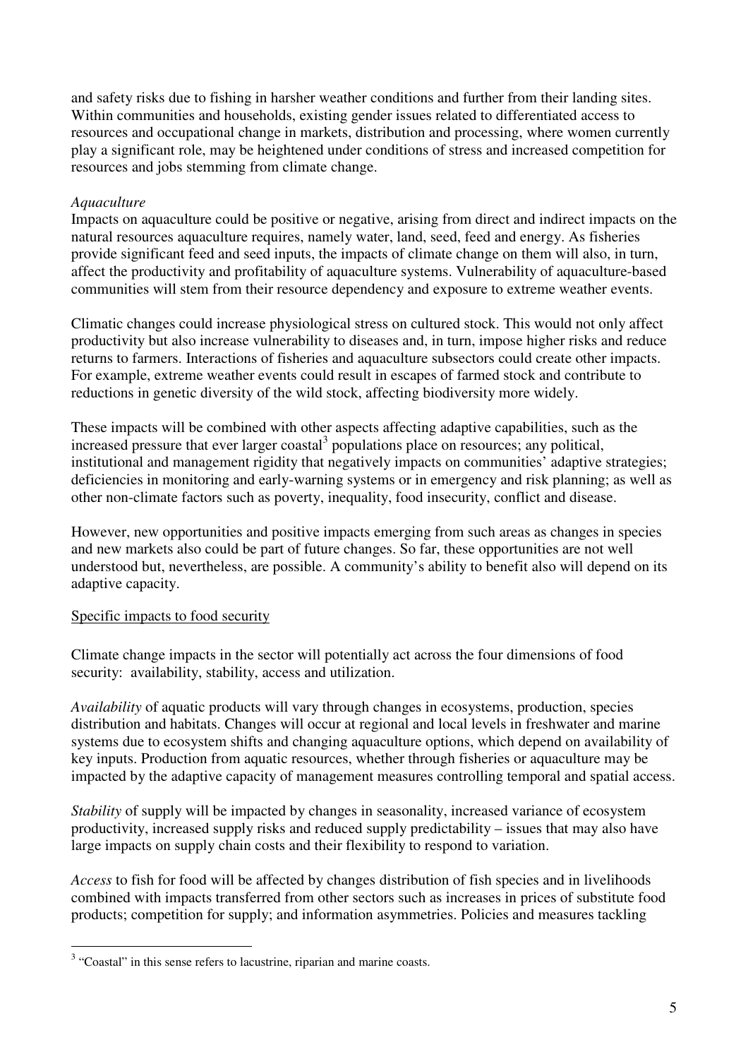and safety risks due to fishing in harsher weather conditions and further from their landing sites. Within communities and households, existing gender issues related to differentiated access to resources and occupational change in markets, distribution and processing, where women currently play a significant role, may be heightened under conditions of stress and increased competition for resources and jobs stemming from climate change.

*Aquaculture*

Impacts on aquaculture could be positive or negative, arising from direct and indirect impacts on the natural resources aquaculture requires, namely water, land, seed, feed and energy. As fisheries provide significant feed and seed inputs, the impacts of climate change on them will also, in turn, affect the productivity and profitability of aquaculture systems. Vulnerability of aquaculture-based communities will stem from their resource dependency and exposure to extreme weather events.

Climatic changes could increase physiological stress on cultured stock. This would not only affect productivity but also increase vulnerability to diseases and, in turn, impose higher risks and reduce returns to farmers. Interactions of fisheries and aquaculture subsectors could create other impacts. For example, extreme weather events could result in escapes of farmed stock and contribute to reductions in genetic diversity of the wild stock, affecting biodiversity more widely.

These impacts will be combined with other aspects affecting adaptive capabilities, such as the increased pressure that ever larger coastal[3] populations place on resources; any political, institutional and management rigidity that negatively impacts on communities' adaptive strategies; deficiencies in monitoring and early-warning systems or in emergency and risk planning; as well as other non-climate factors such as poverty, inequality, food insecurity, conflict and disease.

However, new opportunities and positive impacts emerging from such areas as changes in species and new markets also could be part of future changes. So far, these opportunities are not well understood but, nevertheless, are possible. A community's ability to benefit also will depend on its adaptive capacity.

Specific impacts to food security

Climate change impacts in the sector will potentially act across the four dimensions of food security: availability, stability, access and utilization.

*Availability* of aquatic products will vary through changes in ecosystems, production, species distribution and habitats. Changes will occur at regional and local levels in freshwater and marine systems due to ecosystem shifts and changing aquaculture options, which depend on availability of key inputs. Production from aquatic resources, whether through fisheries or aquaculture may be impacted by the adaptive capacity of management measures controlling temporal and spatial access.

*Stability* of supply will be impacted by changes in seasonality, increased variance of ecosystem productivity, increased supply risks and reduced supply predictability – issues that may also have large impacts on supply chain costs and their flexibility to respond to variation.

*Access* to fish for food will be affected by changes distribution of fish species and in livelihoods combined with impacts transferred from other sectors such as increases in prices of substitute food products; competition for supply; and information asymmetries. Policies and measures tackling

[3] "Coastal" in this sense refers to lacustrine, riparian and marine coasts.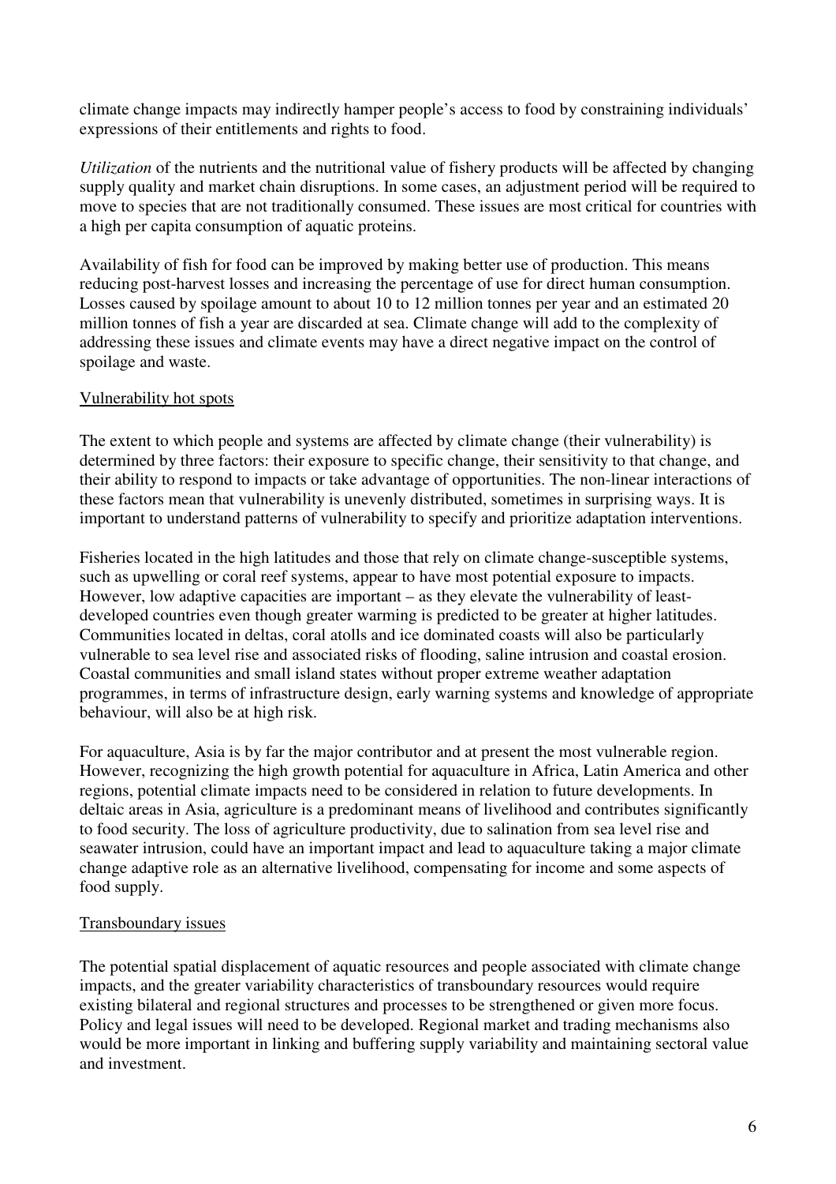climate change impacts may indirectly hamper people's access to food by constraining individuals' expressions of their entitlements and rights to food.

*Utilization* of the nutrients and the nutritional value of fishery products will be affected by changing supply quality and market chain disruptions. In some cases, an adjustment period will be required to move to species that are not traditionally consumed. These issues are most critical for countries with a high per capita consumption of aquatic proteins.

Availability of fish for food can be improved by making better use of production. This means reducing post-harvest losses and increasing the percentage of use for direct human consumption. Losses caused by spoilage amount to about 10 to 12 million tonnes per year and an estimated 20 million tonnes of fish a year are discarded at sea. Climate change will add to the complexity of addressing these issues and climate events may have a direct negative impact on the control of spoilage and waste.

<u>Vulnerability hot spots</u>

The extent to which people and systems are affected by climate change (their vulnerability) is determined by three factors: their exposure to specific change, their sensitivity to that change, and their ability to respond to impacts or take advantage of opportunities. The non-linear interactions of these factors mean that vulnerability is unevenly distributed, sometimes in surprising ways. It is important to understand patterns of vulnerability to specify and prioritize adaptation interventions.

Fisheries located in the high latitudes and those that rely on climate change-susceptible systems, such as upwelling or coral reef systems, appear to have most potential exposure to impacts. However, low adaptive capacities are important – as they elevate the vulnerability of least-developed countries even though greater warming is predicted to be greater at higher latitudes. Communities located in deltas, coral atolls and ice dominated coasts will also be particularly vulnerable to sea level rise and associated risks of flooding, saline intrusion and coastal erosion. Coastal communities and small island states without proper extreme weather adaptation programmes, in terms of infrastructure design, early warning systems and knowledge of appropriate behaviour, will also be at high risk.

For aquaculture, Asia is by far the major contributor and at present the most vulnerable region. However, recognizing the high growth potential for aquaculture in Africa, Latin America and other regions, potential climate impacts need to be considered in relation to future developments. In deltaic areas in Asia, agriculture is a predominant means of livelihood and contributes significantly to food security. The loss of agriculture productivity, due to salination from sea level rise and seawater intrusion, could have an important impact and lead to aquaculture taking a major climate change adaptive role as an alternative livelihood, compensating for income and some aspects of food supply.

<u>Transboundary issues</u>

The potential spatial displacement of aquatic resources and people associated with climate change impacts, and the greater variability characteristics of transboundary resources would require existing bilateral and regional structures and processes to be strengthened or given more focus. Policy and legal issues will need to be developed. Regional market and trading mechanisms also would be more important in linking and buffering supply variability and maintaining sectoral value and investment.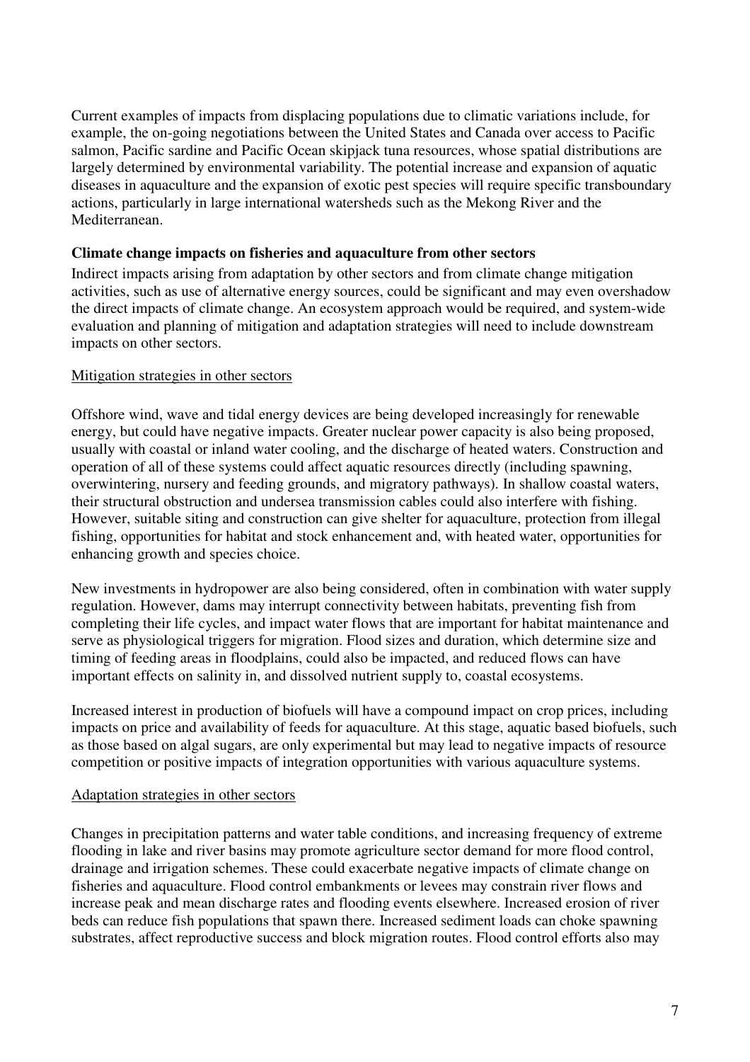Current examples of impacts from displacing populations due to climatic variations include, for example, the on-going negotiations between the United States and Canada over access to Pacific salmon, Pacific sardine and Pacific Ocean skipjack tuna resources, whose spatial distributions are largely determined by environmental variability. The potential increase and expansion of aquatic diseases in aquaculture and the expansion of exotic pest species will require specific transboundary actions, particularly in large international watersheds such as the Mekong River and the Mediterranean.

**Climate change impacts on fisheries and aquaculture from other sectors**

Indirect impacts arising from adaptation by other sectors and from climate change mitigation activities, such as use of alternative energy sources, could be significant and may even overshadow the direct impacts of climate change. An ecosystem approach would be required, and system-wide evaluation and planning of mitigation and adaptation strategies will need to include downstream impacts on other sectors.

<u>Mitigation strategies in other sectors</u>

Offshore wind, wave and tidal energy devices are being developed increasingly for renewable energy, but could have negative impacts. Greater nuclear power capacity is also being proposed, usually with coastal or inland water cooling, and the discharge of heated waters. Construction and operation of all of these systems could affect aquatic resources directly (including spawning, overwintering, nursery and feeding grounds, and migratory pathways). In shallow coastal waters, their structural obstruction and undersea transmission cables could also interfere with fishing. However, suitable siting and construction can give shelter for aquaculture, protection from illegal fishing, opportunities for habitat and stock enhancement and, with heated water, opportunities for enhancing growth and species choice.

New investments in hydropower are also being considered, often in combination with water supply regulation. However, dams may interrupt connectivity between habitats, preventing fish from completing their life cycles, and impact water flows that are important for habitat maintenance and serve as physiological triggers for migration. Flood sizes and duration, which determine size and timing of feeding areas in floodplains, could also be impacted, and reduced flows can have important effects on salinity in, and dissolved nutrient supply to, coastal ecosystems.

Increased interest in production of biofuels will have a compound impact on crop prices, including impacts on price and availability of feeds for aquaculture. At this stage, aquatic based biofuels, such as those based on algal sugars, are only experimental but may lead to negative impacts of resource competition or positive impacts of integration opportunities with various aquaculture systems.

<u>Adaptation strategies in other sectors</u>

Changes in precipitation patterns and water table conditions, and increasing frequency of extreme flooding in lake and river basins may promote agriculture sector demand for more flood control, drainage and irrigation schemes. These could exacerbate negative impacts of climate change on fisheries and aquaculture. Flood control embankments or levees may constrain river flows and increase peak and mean discharge rates and flooding events elsewhere. Increased erosion of river beds can reduce fish populations that spawn there. Increased sediment loads can choke spawning substrates, affect reproductive success and block migration routes. Flood control efforts also may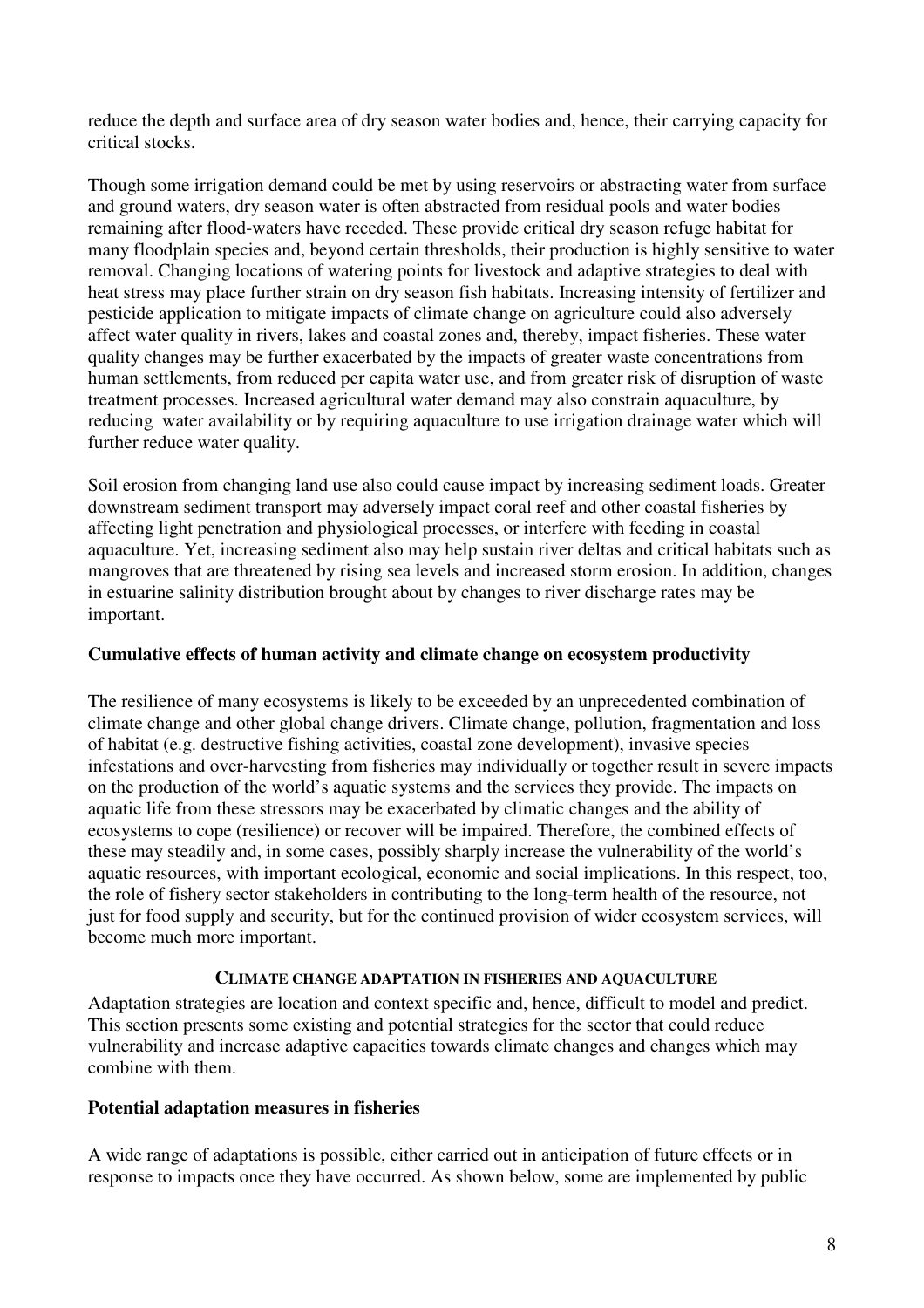reduce the depth and surface area of dry season water bodies and, hence, their carrying capacity for critical stocks.

Though some irrigation demand could be met by using reservoirs or abstracting water from surface and ground waters, dry season water is often abstracted from residual pools and water bodies remaining after flood-waters have receded. These provide critical dry season refuge habitat for many floodplain species and, beyond certain thresholds, their production is highly sensitive to water removal. Changing locations of watering points for livestock and adaptive strategies to deal with heat stress may place further strain on dry season fish habitats. Increasing intensity of fertilizer and pesticide application to mitigate impacts of climate change on agriculture could also adversely affect water quality in rivers, lakes and coastal zones and, thereby, impact fisheries. These water quality changes may be further exacerbated by the impacts of greater waste concentrations from human settlements, from reduced per capita water use, and from greater risk of disruption of waste treatment processes. Increased agricultural water demand may also constrain aquaculture, by reducing water availability or by requiring aquaculture to use irrigation drainage water which will further reduce water quality.

Soil erosion from changing land use also could cause impact by increasing sediment loads. Greater downstream sediment transport may adversely impact coral reef and other coastal fisheries by affecting light penetration and physiological processes, or interfere with feeding in coastal aquaculture. Yet, increasing sediment also may help sustain river deltas and critical habitats such as mangroves that are threatened by rising sea levels and increased storm erosion. In addition, changes in estuarine salinity distribution brought about by changes to river discharge rates may be important.

### Cumulative effects of human activity and climate change on ecosystem productivity

The resilience of many ecosystems is likely to be exceeded by an unprecedented combination of climate change and other global change drivers. Climate change, pollution, fragmentation and loss of habitat (e.g. destructive fishing activities, coastal zone development), invasive species infestations and over-harvesting from fisheries may individually or together result in severe impacts on the production of the world's aquatic systems and the services they provide. The impacts on aquatic life from these stressors may be exacerbated by climatic changes and the ability of ecosystems to cope (resilience) or recover will be impaired. Therefore, the combined effects of these may steadily and, in some cases, possibly sharply increase the vulnerability of the world's aquatic resources, with important ecological, economic and social implications. In this respect, too, the role of fishery sector stakeholders in contributing to the long-term health of the resource, not just for food supply and security, but for the continued provision of wider ecosystem services, will become much more important.

## CLIMATE CHANGE ADAPTATION IN FISHERIES AND AQUACULTURE

Adaptation strategies are location and context specific and, hence, difficult to model and predict. This section presents some existing and potential strategies for the sector that could reduce vulnerability and increase adaptive capacities towards climate changes and changes which may combine with them.

### Potential adaptation measures in fisheries

A wide range of adaptations is possible, either carried out in anticipation of future effects or in response to impacts once they have occurred. As shown below, some are implemented by public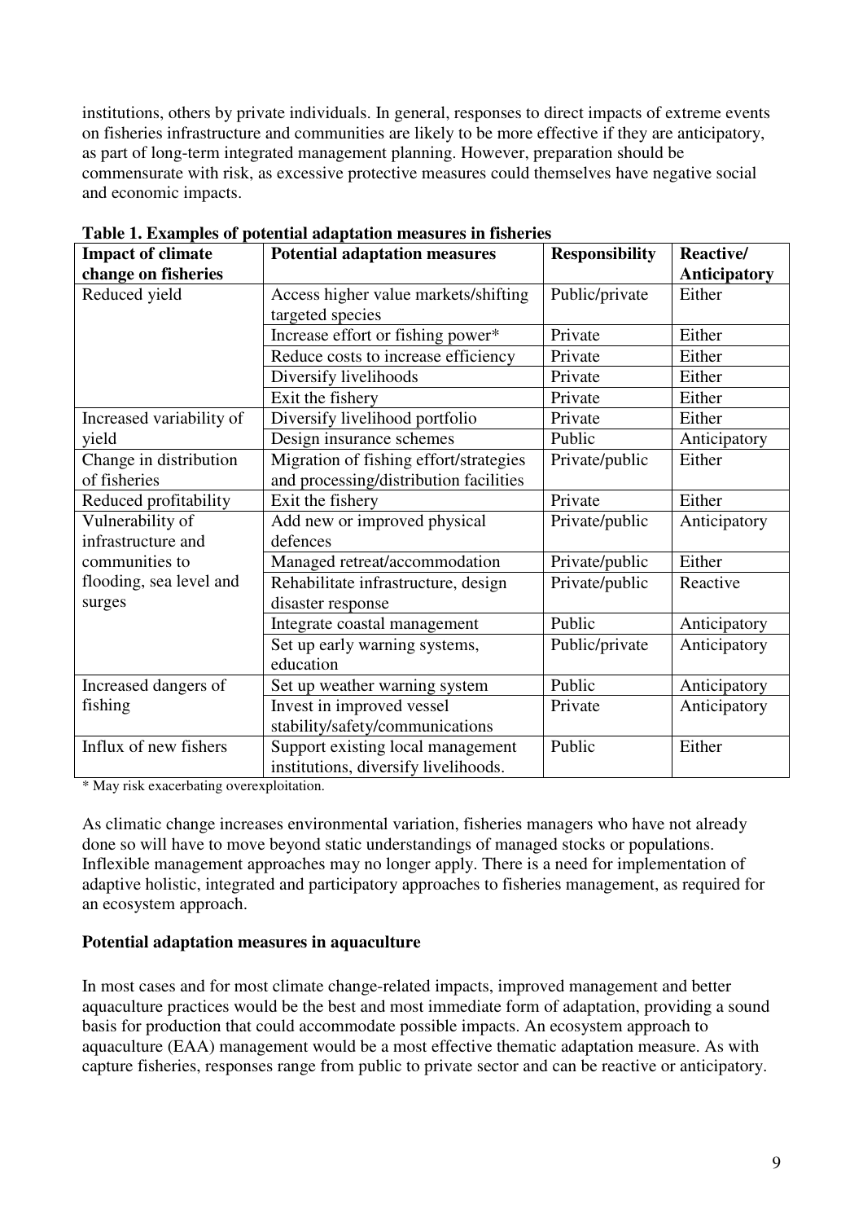institutions, others by private individuals. In general, responses to direct impacts of extreme events on fisheries infrastructure and communities are likely to be more effective if they are anticipatory, as part of long-term integrated management planning. However, preparation should be commensurate with risk, as excessive protective measures could themselves have negative social and economic impacts.

**Table 1. Examples of potential adaptation measures in fisheries**

| Impact of climate change on fisheries | Potential adaptation measures | Responsibility | Reactive/ Anticipatory |
|---|---|---|---|
| Reduced yield | Access higher value markets/shifting targeted species | Public/private | Either |
| | Increase effort or fishing power* | Private | Either |
| | Reduce costs to increase efficiency | Private | Either |
| | Diversify livelihoods | Private | Either |
| | Exit the fishery | Private | Either |
| Increased variability of yield | Diversify livelihood portfolio | Private | Either |
| | Design insurance schemes | Public | Anticipatory |
| Change in distribution of fisheries | Migration of fishing effort/strategies and processing/distribution facilities | Private/public | Either |
| Reduced profitability | Exit the fishery | Private | Either |
| Vulnerability of infrastructure and communities to flooding, sea level and surges | Add new or improved physical defences | Private/public | Anticipatory |
| | Managed retreat/accommodation | Private/public | Either |
| | Rehabilitate infrastructure, design disaster response | Private/public | Reactive |
| | Integrate coastal management | Public | Anticipatory |
| | Set up early warning systems, education | Public/private | Anticipatory |
| Increased dangers of fishing | Set up weather warning system | Public | Anticipatory |
| | Invest in improved vessel stability/safety/communications | Private | Anticipatory |
| Influx of new fishers | Support existing local management institutions, diversify livelihoods. | Public | Either |

\* May risk exacerbating overexploitation.

As climatic change increases environmental variation, fisheries managers who have not already done so will have to move beyond static understandings of managed stocks or populations. Inflexible management approaches may no longer apply. There is a need for implementation of adaptive holistic, integrated and participatory approaches to fisheries management, as required for an ecosystem approach.

**Potential adaptation measures in aquaculture**

In most cases and for most climate change-related impacts, improved management and better aquaculture practices would be the best and most immediate form of adaptation, providing a sound basis for production that could accommodate possible impacts. An ecosystem approach to aquaculture (EAA) management would be a most effective thematic adaptation measure. As with capture fisheries, responses range from public to private sector and can be reactive or anticipatory.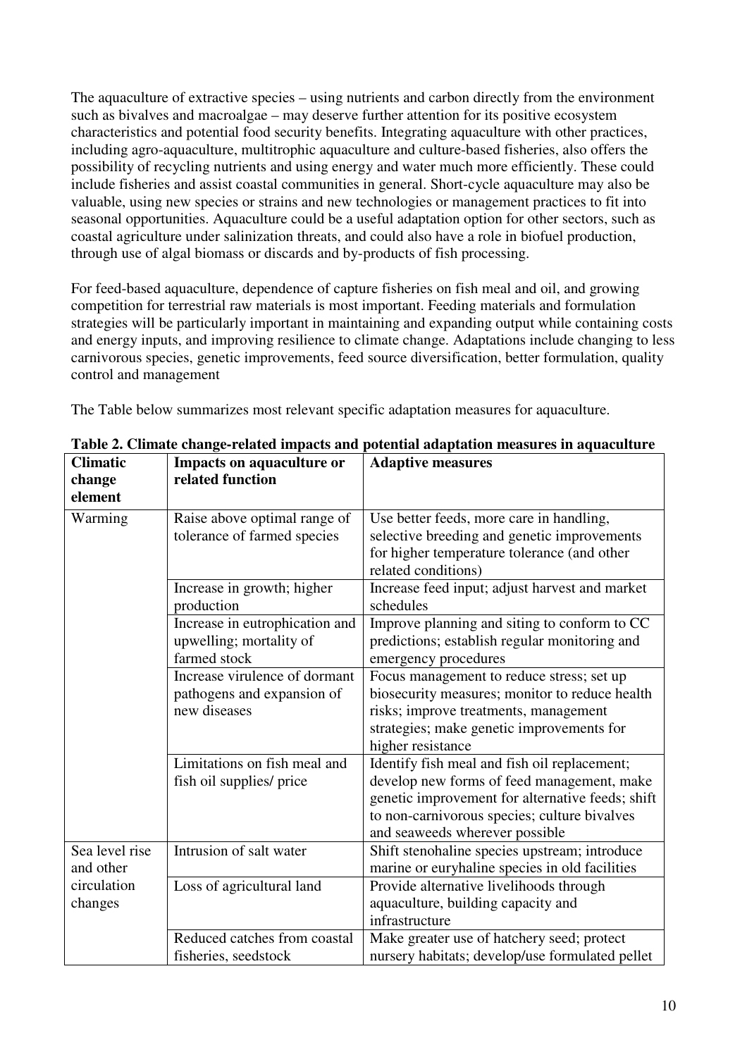The aquaculture of extractive species – using nutrients and carbon directly from the environment such as bivalves and macroalgae – may deserve further attention for its positive ecosystem characteristics and potential food security benefits. Integrating aquaculture with other practices, including agro-aquaculture, multitrophic aquaculture and culture-based fisheries, also offers the possibility of recycling nutrients and using energy and water much more efficiently. These could include fisheries and assist coastal communities in general. Short-cycle aquaculture may also be valuable, using new species or strains and new technologies or management practices to fit into seasonal opportunities. Aquaculture could be a useful adaptation option for other sectors, such as coastal agriculture under salinization threats, and could also have a role in biofuel production, through use of algal biomass or discards and by-products of fish processing.

For feed-based aquaculture, dependence of capture fisheries on fish meal and oil, and growing competition for terrestrial raw materials is most important. Feeding materials and formulation strategies will be particularly important in maintaining and expanding output while containing costs and energy inputs, and improving resilience to climate change. Adaptations include changing to less carnivorous species, genetic improvements, feed source diversification, better formulation, quality control and management

The Table below summarizes most relevant specific adaptation measures for aquaculture.

**Table 2. Climate change-related impacts and potential adaptation measures in aquaculture**

| Climatic change element | Impacts on aquaculture or related function | Adaptive measures |
|---|---|---|
| Warming | Raise above optimal range of tolerance of farmed species | Use better feeds, more care in handling, selective breeding and genetic improvements for higher temperature tolerance (and other related conditions) |
| | Increase in growth; higher production | Increase feed input; adjust harvest and market schedules |
| | Increase in eutrophication and upwelling; mortality of farmed stock | Improve planning and siting to conform to CC predictions; establish regular monitoring and emergency procedures |
| | Increase virulence of dormant pathogens and expansion of new diseases | Focus management to reduce stress; set up biosecurity measures; monitor to reduce health risks; improve treatments, management strategies; make genetic improvements for higher resistance |
| | Limitations on fish meal and fish oil supplies/ price | Identify fish meal and fish oil replacement; develop new forms of feed management, make genetic improvement for alternative feeds; shift to non-carnivorous species; culture bivalves and seaweeds wherever possible |
| Sea level rise and other circulation changes | Intrusion of salt water | Shift stenohaline species upstream; introduce marine or euryhaline species in old facilities |
| | Loss of agricultural land | Provide alternative livelihoods through aquaculture, building capacity and infrastructure |
| | Reduced catches from coastal fisheries, seedstock | Make greater use of hatchery seed; protect nursery habitats; develop/use formulated pellet |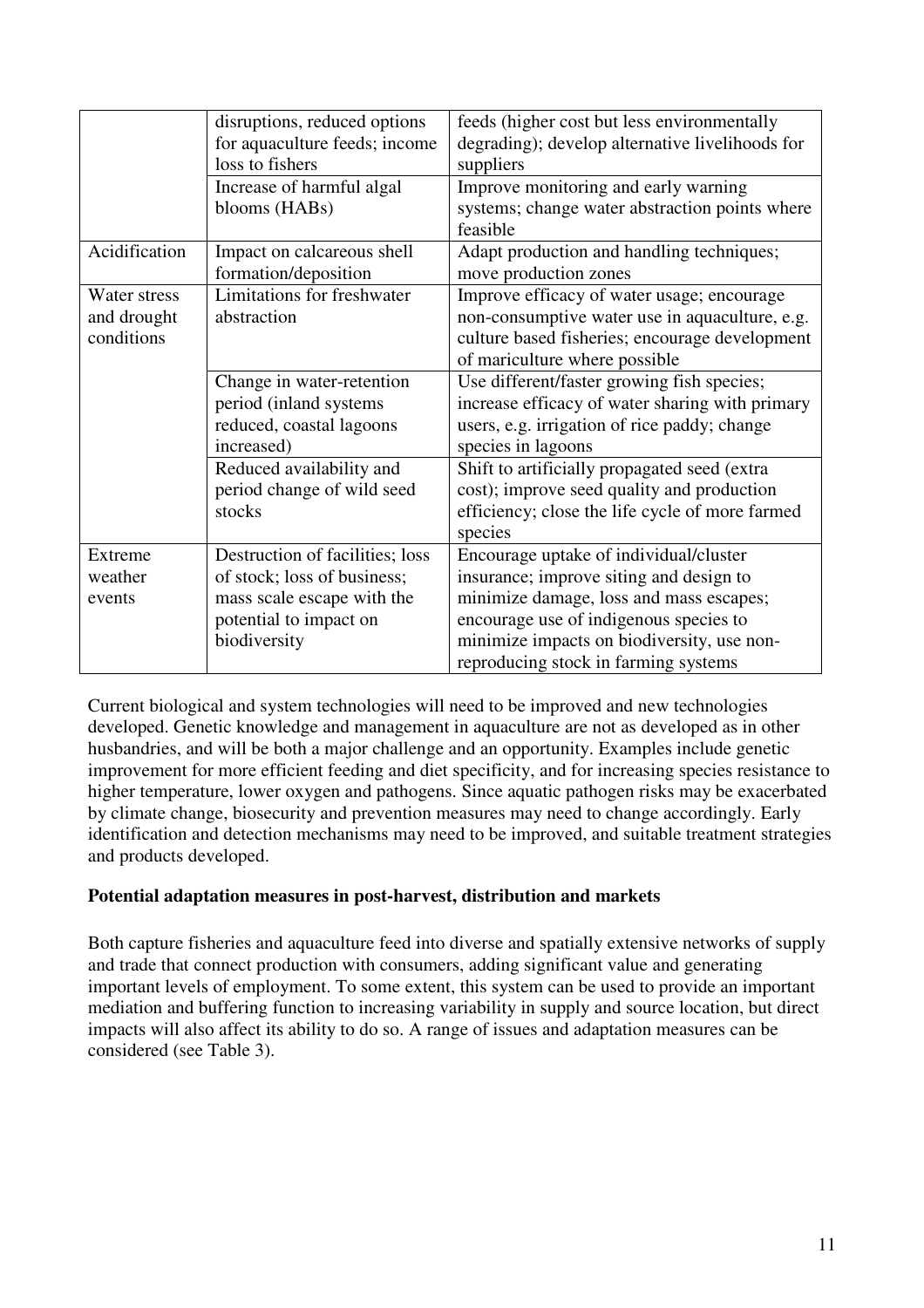| | | |
|---|---|---|
| | disruptions, reduced options for aquaculture feeds; income loss to fishers | feeds (higher cost but less environmentally degrading); develop alternative livelihoods for suppliers |
| | Increase of harmful algal blooms (HABs) | Improve monitoring and early warning systems; change water abstraction points where feasible |
| Acidification | Impact on calcareous shell formation/deposition | Adapt production and handling techniques; move production zones |
| Water stress and drought conditions | Limitations for freshwater abstraction | Improve efficacy of water usage; encourage non-consumptive water use in aquaculture, e.g. culture based fisheries; encourage development of mariculture where possible |
| | Change in water-retention period (inland systems reduced, coastal lagoons increased) | Use different/faster growing fish species; increase efficacy of water sharing with primary users, e.g. irrigation of rice paddy; change species in lagoons |
| | Reduced availability and period change of wild seed stocks | Shift to artificially propagated seed (extra cost); improve seed quality and production efficiency; close the life cycle of more farmed species |
| Extreme weather events | Destruction of facilities; loss of stock; loss of business; mass scale escape with the potential to impact on biodiversity | Encourage uptake of individual/cluster insurance; improve siting and design to minimize damage, loss and mass escapes; encourage use of indigenous species to minimize impacts on biodiversity, use non-reproducing stock in farming systems |

Current biological and system technologies will need to be improved and new technologies developed. Genetic knowledge and management in aquaculture are not as developed as in other husbandries, and will be both a major challenge and an opportunity. Examples include genetic improvement for more efficient feeding and diet specificity, and for increasing species resistance to higher temperature, lower oxygen and pathogens. Since aquatic pathogen risks may be exacerbated by climate change, biosecurity and prevention measures may need to change accordingly. Early identification and detection mechanisms may need to be improved, and suitable treatment strategies and products developed.

**Potential adaptation measures in post-harvest, distribution and markets**

Both capture fisheries and aquaculture feed into diverse and spatially extensive networks of supply and trade that connect production with consumers, adding significant value and generating important levels of employment. To some extent, this system can be used to provide an important mediation and buffering function to increasing variability in supply and source location, but direct impacts will also affect its ability to do so. A range of issues and adaptation measures can be considered (see Table 3).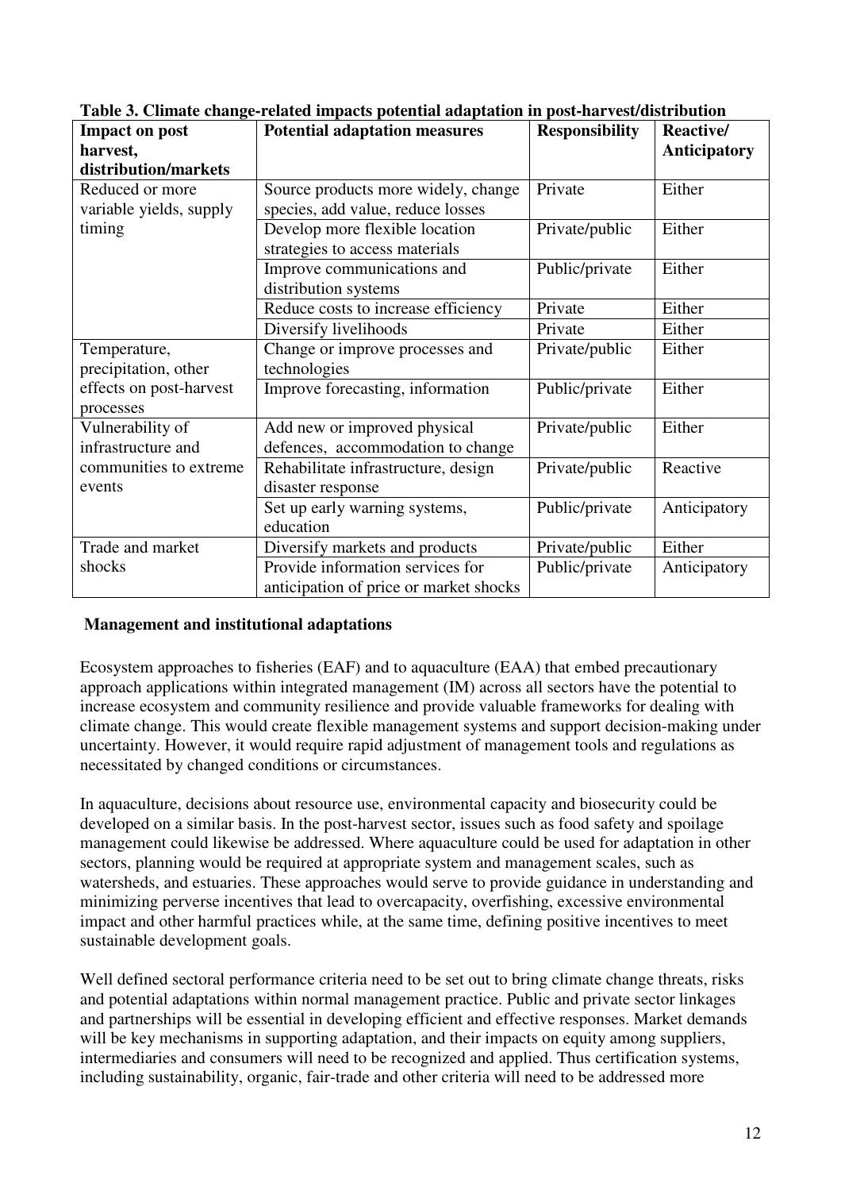**Table 3. Climate change-related impacts potential adaptation in post-harvest/distribution**

| Impact on post harvest, distribution/markets | Potential adaptation measures | Responsibility | Reactive/ Anticipatory |
|---|---|---|---|
| Reduced or more variable yields, supply timing | Source products more widely, change species, add value, reduce losses | Private | Either |
| | Develop more flexible location strategies to access materials | Private/public | Either |
| | Improve communications and distribution systems | Public/private | Either |
| | Reduce costs to increase efficiency | Private | Either |
| | Diversify livelihoods | Private | Either |
| Temperature, precipitation, other effects on post-harvest processes | Change or improve processes and technologies | Private/public | Either |
| | Improve forecasting, information | Public/private | Either |
| Vulnerability of infrastructure and communities to extreme events | Add new or improved physical defences, accommodation to change | Private/public | Either |
| | Rehabilitate infrastructure, design disaster response | Private/public | Reactive |
| | Set up early warning systems, education | Public/private | Anticipatory |
| Trade and market shocks | Diversify markets and products | Private/public | Either |
| | Provide information services for anticipation of price or market shocks | Public/private | Anticipatory |

**Management and institutional adaptations**

Ecosystem approaches to fisheries (EAF) and to aquaculture (EAA) that embed precautionary approach applications within integrated management (IM) across all sectors have the potential to increase ecosystem and community resilience and provide valuable frameworks for dealing with climate change. This would create flexible management systems and support decision-making under uncertainty. However, it would require rapid adjustment of management tools and regulations as necessitated by changed conditions or circumstances.

In aquaculture, decisions about resource use, environmental capacity and biosecurity could be developed on a similar basis. In the post-harvest sector, issues such as food safety and spoilage management could likewise be addressed. Where aquaculture could be used for adaptation in other sectors, planning would be required at appropriate system and management scales, such as watersheds, and estuaries. These approaches would serve to provide guidance in understanding and minimizing perverse incentives that lead to overcapacity, overfishing, excessive environmental impact and other harmful practices while, at the same time, defining positive incentives to meet sustainable development goals.

Well defined sectoral performance criteria need to be set out to bring climate change threats, risks and potential adaptations within normal management practice. Public and private sector linkages and partnerships will be essential in developing efficient and effective responses. Market demands will be key mechanisms in supporting adaptation, and their impacts on equity among suppliers, intermediaries and consumers will need to be recognized and applied. Thus certification systems, including sustainability, organic, fair-trade and other criteria will need to be addressed more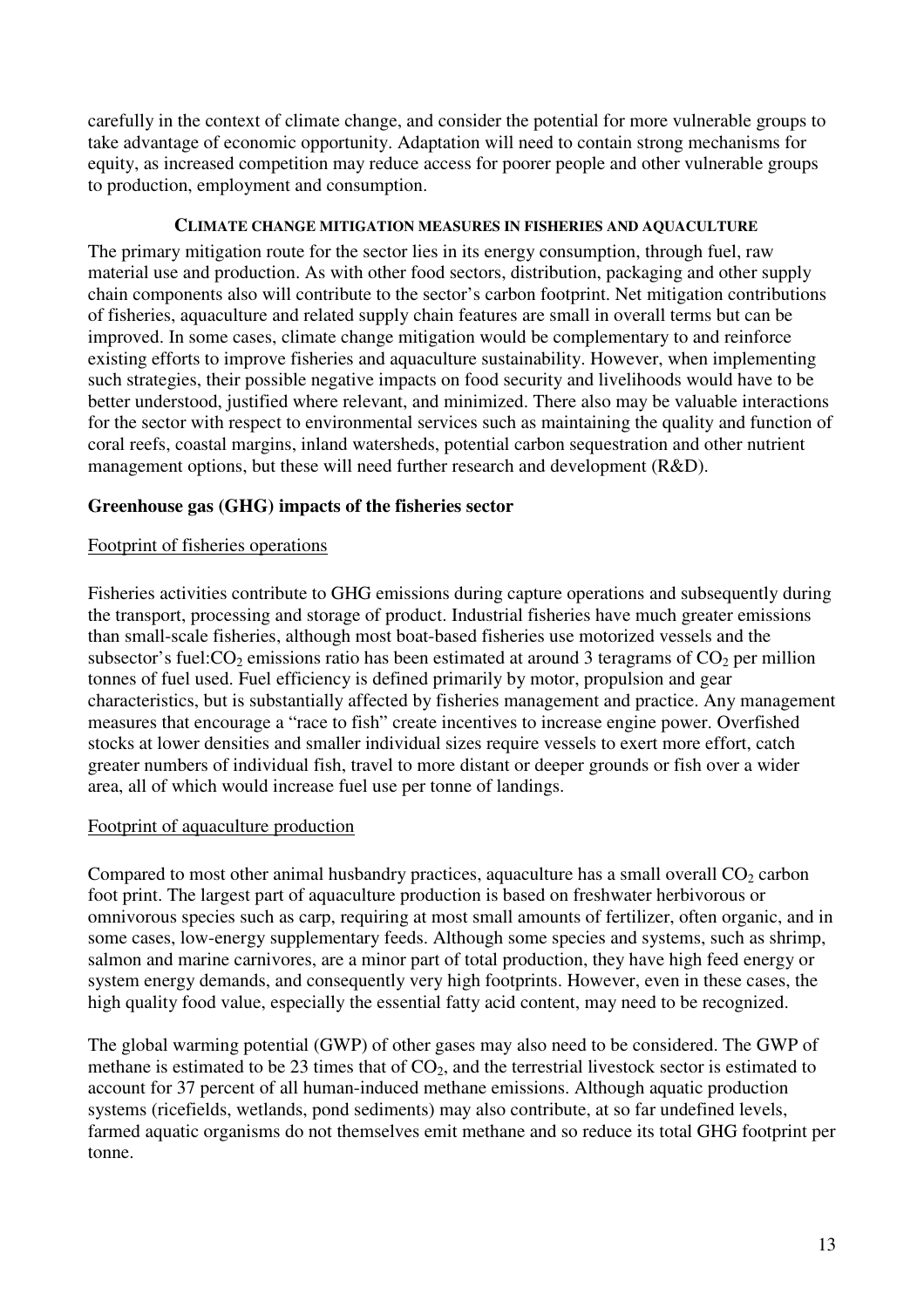carefully in the context of climate change, and consider the potential for more vulnerable groups to take advantage of economic opportunity. Adaptation will need to contain strong mechanisms for equity, as increased competition may reduce access for poorer people and other vulnerable groups to production, employment and consumption.

## CLIMATE CHANGE MITIGATION MEASURES IN FISHERIES AND AQUACULTURE

The primary mitigation route for the sector lies in its energy consumption, through fuel, raw material use and production. As with other food sectors, distribution, packaging and other supply chain components also will contribute to the sector's carbon footprint. Net mitigation contributions of fisheries, aquaculture and related supply chain features are small in overall terms but can be improved. In some cases, climate change mitigation would be complementary to and reinforce existing efforts to improve fisheries and aquaculture sustainability. However, when implementing such strategies, their possible negative impacts on food security and livelihoods would have to be better understood, justified where relevant, and minimized. There also may be valuable interactions for the sector with respect to environmental services such as maintaining the quality and function of coral reefs, coastal margins, inland watersheds, potential carbon sequestration and other nutrient management options, but these will need further research and development (R&D).

### Greenhouse gas (GHG) impacts of the fisheries sector

#### Footprint of fisheries operations

Fisheries activities contribute to GHG emissions during capture operations and subsequently during the transport, processing and storage of product. Industrial fisheries have much greater emissions than small-scale fisheries, although most boat-based fisheries use motorized vessels and the subsector's fuel:$CO_2$ emissions ratio has been estimated at around 3 teragrams of $CO_2$ per million tonnes of fuel used. Fuel efficiency is defined primarily by motor, propulsion and gear characteristics, but is substantially affected by fisheries management and practice. Any management measures that encourage a "race to fish" create incentives to increase engine power. Overfished stocks at lower densities and smaller individual sizes require vessels to exert more effort, catch greater numbers of individual fish, travel to more distant or deeper grounds or fish over a wider area, all of which would increase fuel use per tonne of landings.

#### Footprint of aquaculture production

Compared to most other animal husbandry practices, aquaculture has a small overall $CO_2$ carbon foot print. The largest part of aquaculture production is based on freshwater herbivorous or omnivorous species such as carp, requiring at most small amounts of fertilizer, often organic, and in some cases, low-energy supplementary feeds. Although some species and systems, such as shrimp, salmon and marine carnivores, are a minor part of total production, they have high feed energy or system energy demands, and consequently very high footprints. However, even in these cases, the high quality food value, especially the essential fatty acid content, may need to be recognized.

The global warming potential (GWP) of other gases may also need to be considered. The GWP of methane is estimated to be 23 times that of $CO_2$, and the terrestrial livestock sector is estimated to account for 37 percent of all human-induced methane emissions. Although aquatic production systems (ricefields, wetlands, pond sediments) may also contribute, at so far undefined levels, farmed aquatic organisms do not themselves emit methane and so reduce its total GHG footprint per tonne.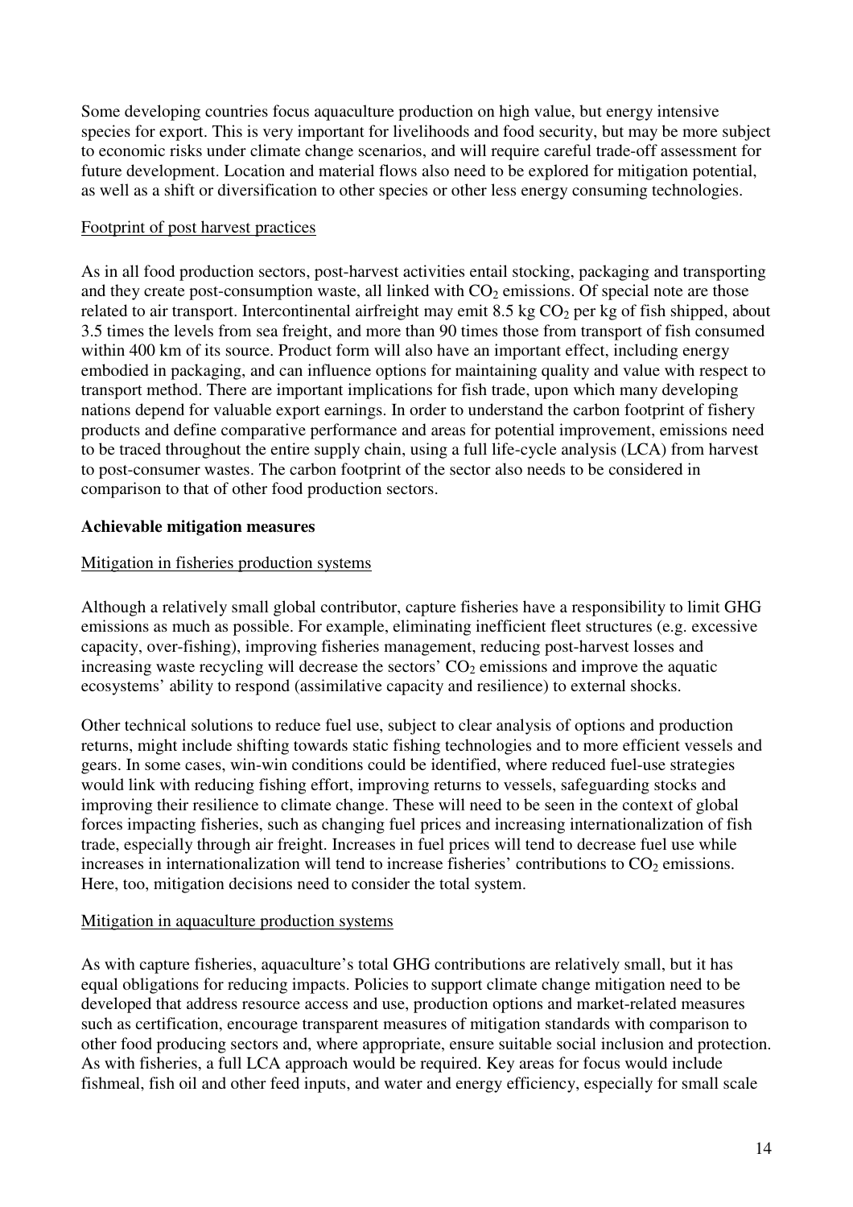Some developing countries focus aquaculture production on high value, but energy intensive species for export. This is very important for livelihoods and food security, but may be more subject to economic risks under climate change scenarios, and will require careful trade-off assessment for future development. Location and material flows also need to be explored for mitigation potential, as well as a shift or diversification to other species or other less energy consuming technologies.

Footprint of post harvest practices

As in all food production sectors, post-harvest activities entail stocking, packaging and transporting and they create post-consumption waste, all linked with $CO_2$ emissions. Of special note are those related to air transport. Intercontinental airfreight may emit 8.5 kg $CO_2$ per kg of fish shipped, about 3.5 times the levels from sea freight, and more than 90 times those from transport of fish consumed within 400 km of its source. Product form will also have an important effect, including energy embodied in packaging, and can influence options for maintaining quality and value with respect to transport method. There are important implications for fish trade, upon which many developing nations depend for valuable export earnings. In order to understand the carbon footprint of fishery products and define comparative performance and areas for potential improvement, emissions need to be traced throughout the entire supply chain, using a full life-cycle analysis (LCA) from harvest to post-consumer wastes. The carbon footprint of the sector also needs to be considered in comparison to that of other food production sectors.

**Achievable mitigation measures**

Mitigation in fisheries production systems

Although a relatively small global contributor, capture fisheries have a responsibility to limit GHG emissions as much as possible. For example, eliminating inefficient fleet structures (e.g. excessive capacity, over-fishing), improving fisheries management, reducing post-harvest losses and increasing waste recycling will decrease the sectors' $CO_2$ emissions and improve the aquatic ecosystems' ability to respond (assimilative capacity and resilience) to external shocks.

Other technical solutions to reduce fuel use, subject to clear analysis of options and production returns, might include shifting towards static fishing technologies and to more efficient vessels and gears. In some cases, win-win conditions could be identified, where reduced fuel-use strategies would link with reducing fishing effort, improving returns to vessels, safeguarding stocks and improving their resilience to climate change. These will need to be seen in the context of global forces impacting fisheries, such as changing fuel prices and increasing internationalization of fish trade, especially through air freight. Increases in fuel prices will tend to decrease fuel use while increases in internationalization will tend to increase fisheries' contributions to $CO_2$ emissions. Here, too, mitigation decisions need to consider the total system.

Mitigation in aquaculture production systems

As with capture fisheries, aquaculture's total GHG contributions are relatively small, but it has equal obligations for reducing impacts. Policies to support climate change mitigation need to be developed that address resource access and use, production options and market-related measures such as certification, encourage transparent measures of mitigation standards with comparison to other food producing sectors and, where appropriate, ensure suitable social inclusion and protection. As with fisheries, a full LCA approach would be required. Key areas for focus would include fishmeal, fish oil and other feed inputs, and water and energy efficiency, especially for small scale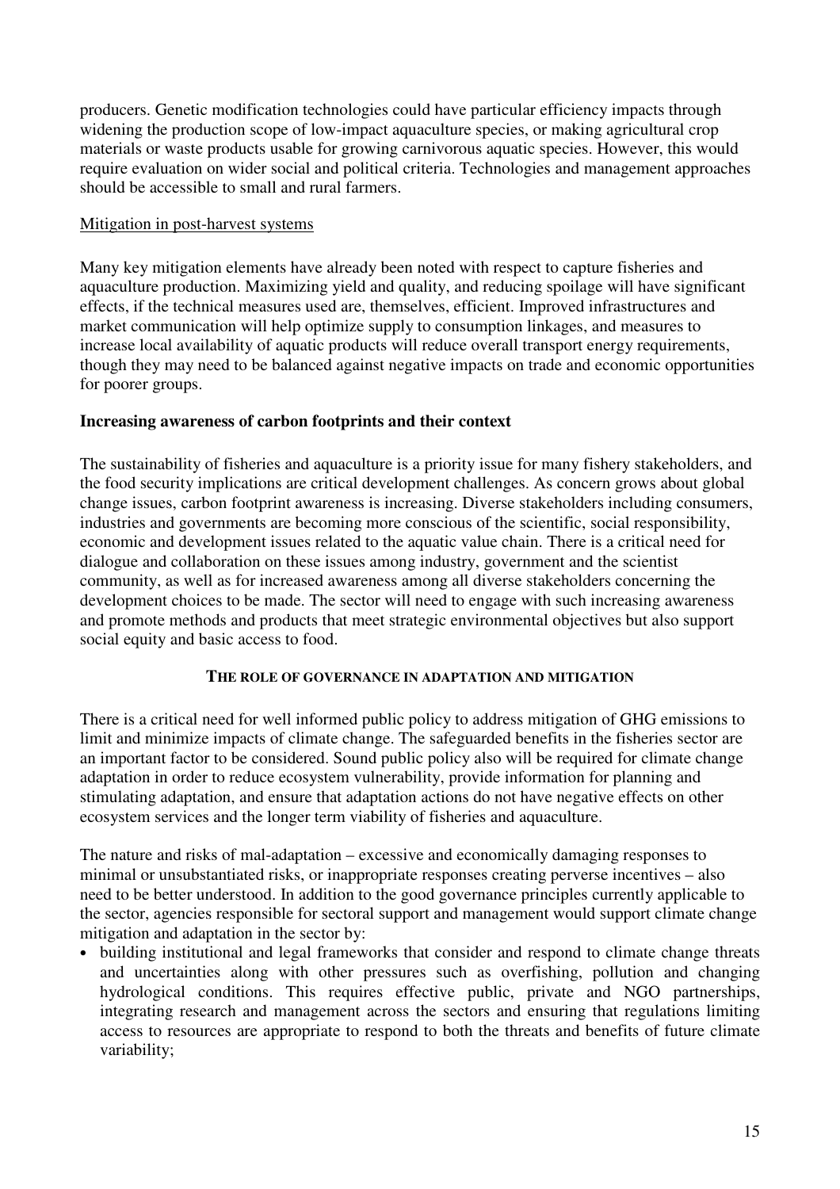producers. Genetic modification technologies could have particular efficiency impacts through widening the production scope of low-impact aquaculture species, or making agricultural crop materials or waste products usable for growing carnivorous aquatic species. However, this would require evaluation on wider social and political criteria. Technologies and management approaches should be accessible to small and rural farmers.

Mitigation in post-harvest systems

Many key mitigation elements have already been noted with respect to capture fisheries and aquaculture production. Maximizing yield and quality, and reducing spoilage will have significant effects, if the technical measures used are, themselves, efficient. Improved infrastructures and market communication will help optimize supply to consumption linkages, and measures to increase local availability of aquatic products will reduce overall transport energy requirements, though they may need to be balanced against negative impacts on trade and economic opportunities for poorer groups.

**Increasing awareness of carbon footprints and their context**

The sustainability of fisheries and aquaculture is a priority issue for many fishery stakeholders, and the food security implications are critical development challenges. As concern grows about global change issues, carbon footprint awareness is increasing. Diverse stakeholders including consumers, industries and governments are becoming more conscious of the scientific, social responsibility, economic and development issues related to the aquatic value chain. There is a critical need for dialogue and collaboration on these issues among industry, government and the scientist community, as well as for increased awareness among all diverse stakeholders concerning the development choices to be made. The sector will need to engage with such increasing awareness and promote methods and products that meet strategic environmental objectives but also support social equity and basic access to food.

## THE ROLE OF GOVERNANCE IN ADAPTATION AND MITIGATION

There is a critical need for well informed public policy to address mitigation of GHG emissions to limit and minimize impacts of climate change. The safeguarded benefits in the fisheries sector are an important factor to be considered. Sound public policy also will be required for climate change adaptation in order to reduce ecosystem vulnerability, provide information for planning and stimulating adaptation, and ensure that adaptation actions do not have negative effects on other ecosystem services and the longer term viability of fisheries and aquaculture.

The nature and risks of mal-adaptation – excessive and economically damaging responses to minimal or unsubstantiated risks, or inappropriate responses creating perverse incentives – also need to be better understood. In addition to the good governance principles currently applicable to the sector, agencies responsible for sectoral support and management would support climate change mitigation and adaptation in the sector by:

- building institutional and legal frameworks that consider and respond to climate change threats and uncertainties along with other pressures such as overfishing, pollution and changing hydrological conditions. This requires effective public, private and NGO partnerships, integrating research and management across the sectors and ensuring that regulations limiting access to resources are appropriate to respond to both the threats and benefits of future climate variability;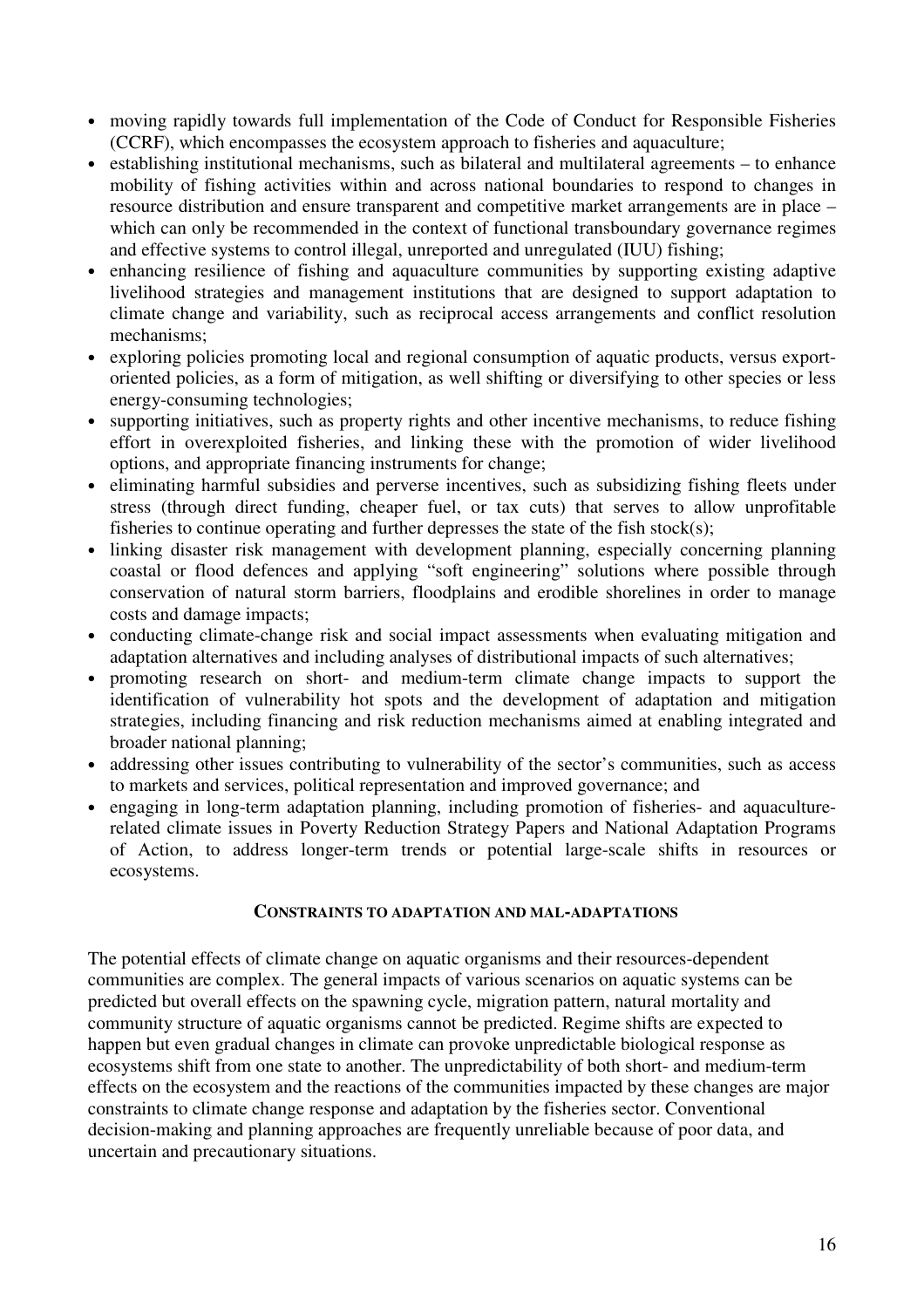- moving rapidly towards full implementation of the Code of Conduct for Responsible Fisheries (CCRF), which encompasses the ecosystem approach to fisheries and aquaculture;
- establishing institutional mechanisms, such as bilateral and multilateral agreements – to enhance mobility of fishing activities within and across national boundaries to respond to changes in resource distribution and ensure transparent and competitive market arrangements are in place – which can only be recommended in the context of functional transboundary governance regimes and effective systems to control illegal, unreported and unregulated (IUU) fishing;
- enhancing resilience of fishing and aquaculture communities by supporting existing adaptive livelihood strategies and management institutions that are designed to support adaptation to climate change and variability, such as reciprocal access arrangements and conflict resolution mechanisms;
- exploring policies promoting local and regional consumption of aquatic products, versus export-oriented policies, as a form of mitigation, as well shifting or diversifying to other species or less energy-consuming technologies;
- supporting initiatives, such as property rights and other incentive mechanisms, to reduce fishing effort in overexploited fisheries, and linking these with the promotion of wider livelihood options, and appropriate financing instruments for change;
- eliminating harmful subsidies and perverse incentives, such as subsidizing fishing fleets under stress (through direct funding, cheaper fuel, or tax cuts) that serves to allow unprofitable fisheries to continue operating and further depresses the state of the fish stock(s);
- linking disaster risk management with development planning, especially concerning planning coastal or flood defences and applying "soft engineering" solutions where possible through conservation of natural storm barriers, floodplains and erodible shorelines in order to manage costs and damage impacts;
- conducting climate-change risk and social impact assessments when evaluating mitigation and adaptation alternatives and including analyses of distributional impacts of such alternatives;
- promoting research on short- and medium-term climate change impacts to support the identification of vulnerability hot spots and the development of adaptation and mitigation strategies, including financing and risk reduction mechanisms aimed at enabling integrated and broader national planning;
- addressing other issues contributing to vulnerability of the sector's communities, such as access to markets and services, political representation and improved governance; and
- engaging in long-term adaptation planning, including promotion of fisheries- and aquaculture-related climate issues in Poverty Reduction Strategy Papers and National Adaptation Programs of Action, to address longer-term trends or potential large-scale shifts in resources or ecosystems.

## CONSTRAINTS TO ADAPTATION AND MAL-ADAPTATIONS

The potential effects of climate change on aquatic organisms and their resources-dependent communities are complex. The general impacts of various scenarios on aquatic systems can be predicted but overall effects on the spawning cycle, migration pattern, natural mortality and community structure of aquatic organisms cannot be predicted. Regime shifts are expected to happen but even gradual changes in climate can provoke unpredictable biological response as ecosystems shift from one state to another. The unpredictability of both short- and medium-term effects on the ecosystem and the reactions of the communities impacted by these changes are major constraints to climate change response and adaptation by the fisheries sector. Conventional decision-making and planning approaches are frequently unreliable because of poor data, and uncertain and precautionary situations.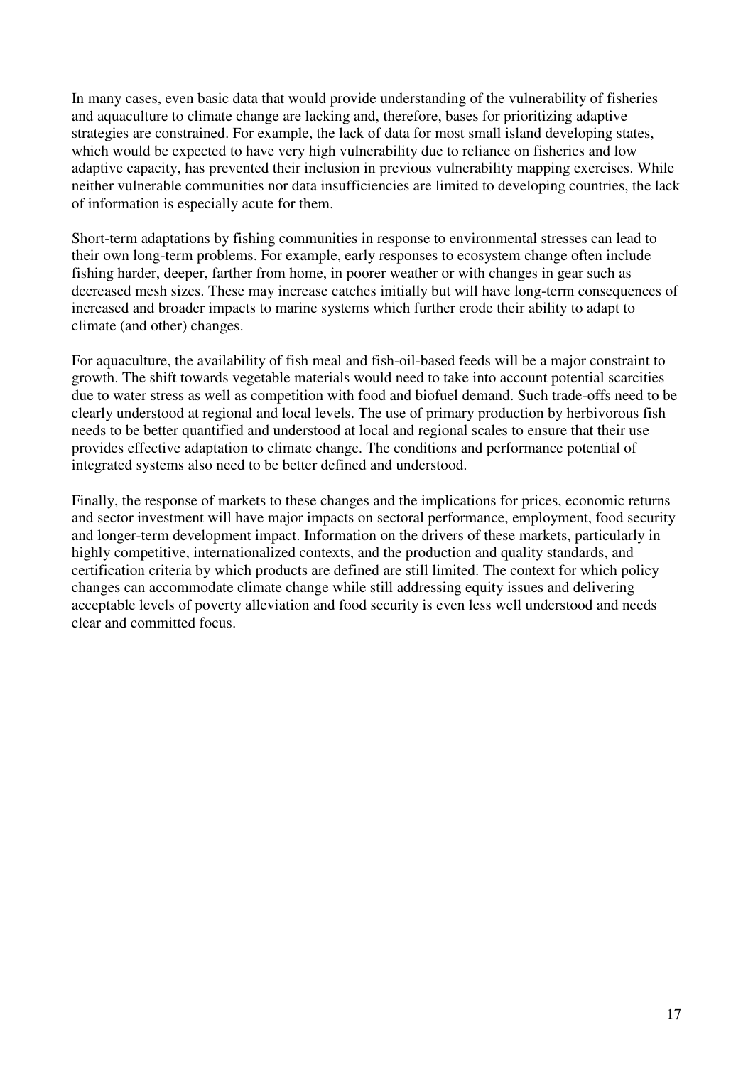In many cases, even basic data that would provide understanding of the vulnerability of fisheries and aquaculture to climate change are lacking and, therefore, bases for prioritizing adaptive strategies are constrained. For example, the lack of data for most small island developing states, which would be expected to have very high vulnerability due to reliance on fisheries and low adaptive capacity, has prevented their inclusion in previous vulnerability mapping exercises. While neither vulnerable communities nor data insufficiencies are limited to developing countries, the lack of information is especially acute for them.

Short-term adaptations by fishing communities in response to environmental stresses can lead to their own long-term problems. For example, early responses to ecosystem change often include fishing harder, deeper, farther from home, in poorer weather or with changes in gear such as decreased mesh sizes. These may increase catches initially but will have long-term consequences of increased and broader impacts to marine systems which further erode their ability to adapt to climate (and other) changes.

For aquaculture, the availability of fish meal and fish-oil-based feeds will be a major constraint to growth. The shift towards vegetable materials would need to take into account potential scarcities due to water stress as well as competition with food and biofuel demand. Such trade-offs need to be clearly understood at regional and local levels. The use of primary production by herbivorous fish needs to be better quantified and understood at local and regional scales to ensure that their use provides effective adaptation to climate change. The conditions and performance potential of integrated systems also need to be better defined and understood.

Finally, the response of markets to these changes and the implications for prices, economic returns and sector investment will have major impacts on sectoral performance, employment, food security and longer-term development impact. Information on the drivers of these markets, particularly in highly competitive, internationalized contexts, and the production and quality standards, and certification criteria by which products are defined are still limited. The context for which policy changes can accommodate climate change while still addressing equity issues and delivering acceptable levels of poverty alleviation and food security is even less well understood and needs clear and committed focus.